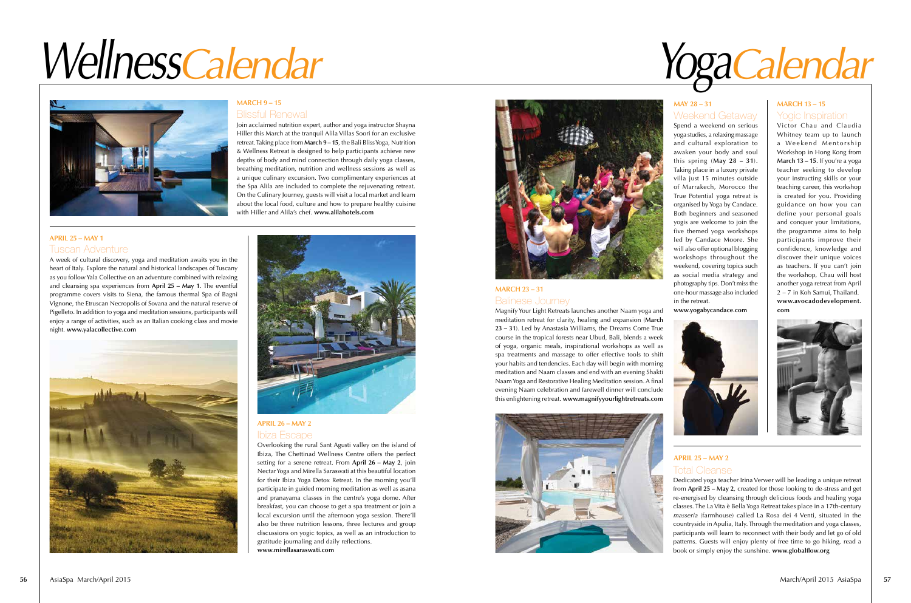# Wellness Calendar

### MARCH 9 – 15

## Blissful Renewal

Join acclaimed nutrition expert, author and yoga instructor Shayna Hiller this March at the tranquil Alila Villas Soori for an exclusive retreat. Taking place from **March 9 – 15**, the Bali Bliss Yoga, Nutrition & Wellness Retreat is designed to help participants achieve new depths of body and mind connection through daily yoga classes, breathing meditation, nutrition and wellness sessions as well as a unique culinary excursion. Two complimentary experiences at the Spa Alila are included to complete the rejuvenating retreat. On the Culinary Journey, guests will visit a local market and learn about the local food, culture and how to prepare healthy cuisine with Hiller and Alila's chef. **www.alilahotels.com**

### APRIL 25 – MAY 1

## Tuscan Adventure

A week of cultural discovery, yoga and meditation awaits you in the heart of Italy. Explore the natural and historical landscapes of Tuscany as you follow Yala Collective on an adventure combined with relaxing and cleansing spa experiences from **April 25 – May 1**. The eventful programme covers visits to Siena, the famous thermal Spa of Bagni Vignone, the Etruscan Necropolis of Sovana and the natural reserve of Pigelleto. In addition to yoga and meditation sessions, participants will enjoy a range of activities, such as an Italian cooking class and movie night. **www.yalacollective.com**

### APRIL 26 – MAY 2

## Ibiza Escape

Overlooking the rural Sant Agusti valley on the island of Ibiza, The Chettinad Wellness Centre offers the perfect setting for a serene retreat. From **April 26 – May 2**, join Nectar Yoga and Mirella Saraswati at this beautiful location for their Ibiza Yoga Detox Retreat. In the morning you'll participate in guided morning meditation as well as asana and pranayama classes in the centre's yoga dome. After breakfast, you can choose to get a spa treatment or join a local excursion until the afternoon yoga session. There'll also be three nutrition lessons, three lectures and group discussions on yogic topics, as well as an introduction to gratitude journaling and daily reflections.
**www.mirellasaraswati.com**

# Yoga Calendar

### MARCH 23 – 31

## Balinese Journey

Magnify Your Light Retreats launches another Naam yoga and meditation retreat for clarity, healing and expansion (**March 23 – 31**). Led by Anastasia Williams, the Dreams Come True course in the tropical forests near Ubud, Bali, blends a week of yoga, organic meals, inspirational workshops as well as spa treatments and massage to offer effective tools to shift your habits and tendencies. Each day will begin with morning meditation and Naam classes and end with an evening Shakti Naam Yoga and Restorative Healing Meditation session. A final evening Naam celebration and farewell dinner will conclude this enlightening retreat. **www.magnifyyourlightretreats.com**

### MAY 28 – 31

## Weekend Getaway

Spend a weekend on serious yoga studies, a relaxing massage and cultural exploration to awaken your body and soul this spring (**May 28 – 31**). Taking place in a luxury private villa just 15 minutes outside of Marrakech, Morocco the True Potential yoga retreat is organised by Yoga by Candace. Both beginners and seasoned yogis are welcome to join the five themed yoga workshops led by Candace Moore. She will also offer optional blogging workshops throughout the weekend, covering topics such as social media strategy and photography tips. Don't miss the one-hour massage also included in the retreat.
**www.yogabycandace.com**

### MARCH 13 – 15

## Yogic Inspiration

Victor Chau and Claudia Whitney team up to launch a Weekend Mentorship Workshop in Hong Kong from **March 13 – 15**. If you're a yoga teacher seeking to develop your instructing skills or your teaching career, this workshop is created for you. Providing guidance on how you can define your personal goals and conquer your limitations, the programme aims to help participants improve their confidence, knowledge and discover their unique voices as teachers. If you can't join the workshop, Chau will host another yoga retreat from April 2 – 7 in Koh Samui, Thailand.
**www.avocadodevelopment.com**

### APRIL 25 – MAY 2

## Total Cleanse

Dedicated yoga teacher Irina Verwer will be leading a unique retreat from **April 25 – May 2**, created for those looking to de-stress and get re-energised by cleansing through delicious foods and healing yoga classes. The La Vita è Bella Yoga Retreat takes place in a 17th-century *masseria* (farmhouse) called La Rosa dei 4 Venti, situated in the countryside in Apulia, Italy. Through the meditation and yoga classes, participants will learn to reconnect with their body and let go of old patterns. Guests will enjoy plenty of free time to go hiking, read a book or simply enjoy the sunshine. **www.globalflow.org**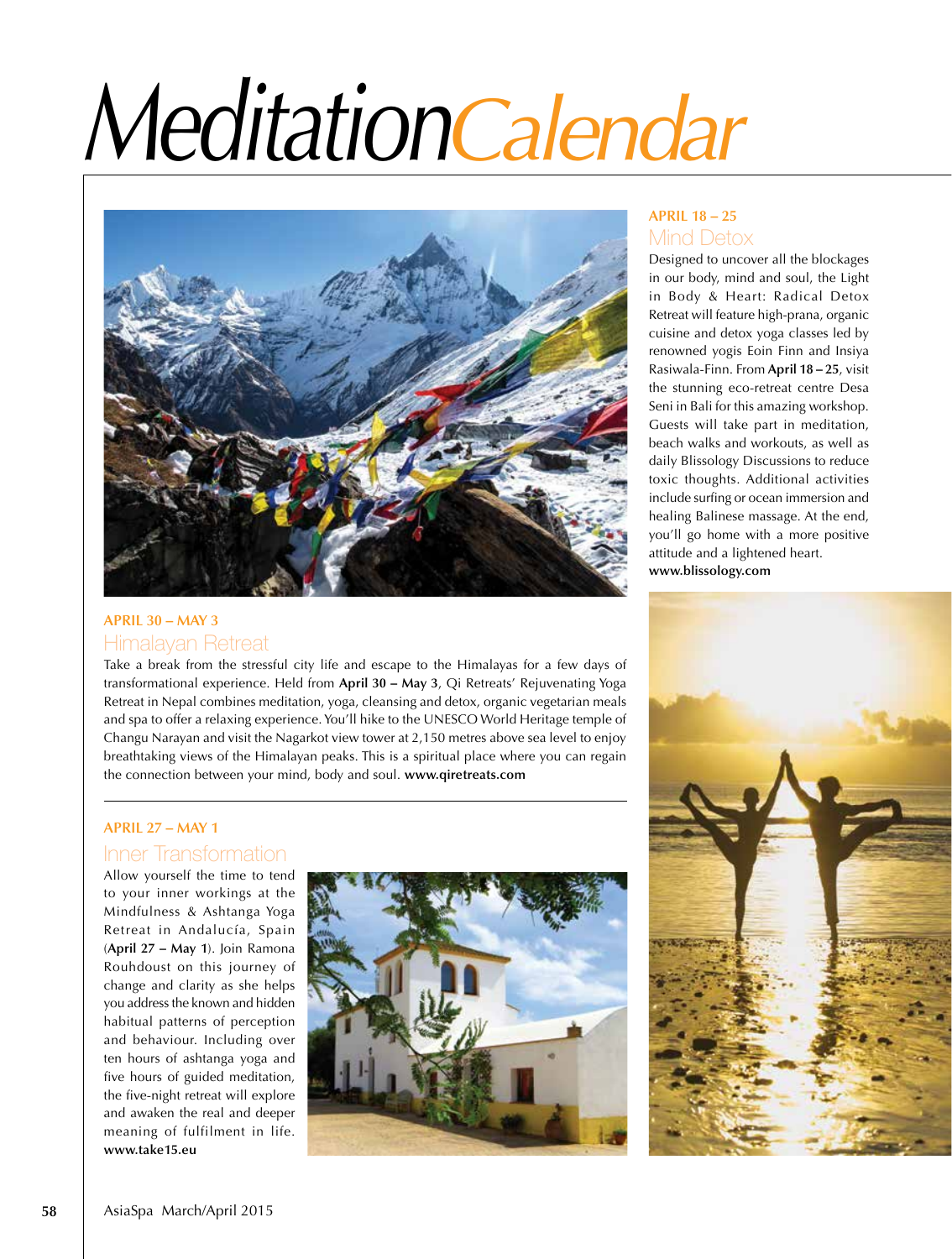# Meditation*Calendar*

### APRIL 30 – MAY 3

## Himalayan Retreat

Take a break from the stressful city life and escape to the Himalayas for a few days of transformational experience. Held from **April 30 – May 3**, Qi Retreats' Rejuvenating Yoga Retreat in Nepal combines meditation, yoga, cleansing and detox, organic vegetarian meals and spa to offer a relaxing experience. You'll hike to the UNESCO World Heritage temple of Changu Narayan and visit the Nagarkot view tower at 2,150 metres above sea level to enjoy breathtaking views of the Himalayan peaks. This is a spiritual place where you can regain the connection between your mind, body and soul. **www.qiretreats.com**

### APRIL 27 – MAY 1

## Inner Transformation

Allow yourself the time to tend to your inner workings at the Mindfulness & Ashtanga Yoga Retreat in Andalucía, Spain (**April 27 – May 1**). Join Ramona Rouhdoust on this journey of change and clarity as she helps you address the known and hidden habitual patterns of perception and behaviour. Including over ten hours of ashtanga yoga and five hours of guided meditation, the five-night retreat will explore and awaken the real and deeper meaning of fulfilment in life. **www.take15.eu**

### APRIL 18 – 25

## Mind Detox

Designed to uncover all the blockages in our body, mind and soul, the Light in Body & Heart: Radical Detox Retreat will feature high-prana, organic cuisine and detox yoga classes led by renowned yogis Eoin Finn and Insiya Rasiwala-Finn. From **April 18 – 25**, visit the stunning eco-retreat centre Desa Seni in Bali for this amazing workshop. Guests will take part in meditation, beach walks and workouts, as well as daily Blissology Discussions to reduce toxic thoughts. Additional activities include surfing or ocean immersion and healing Balinese massage. At the end, you'll go home with a more positive attitude and a lightened heart. **www.blissology.com**